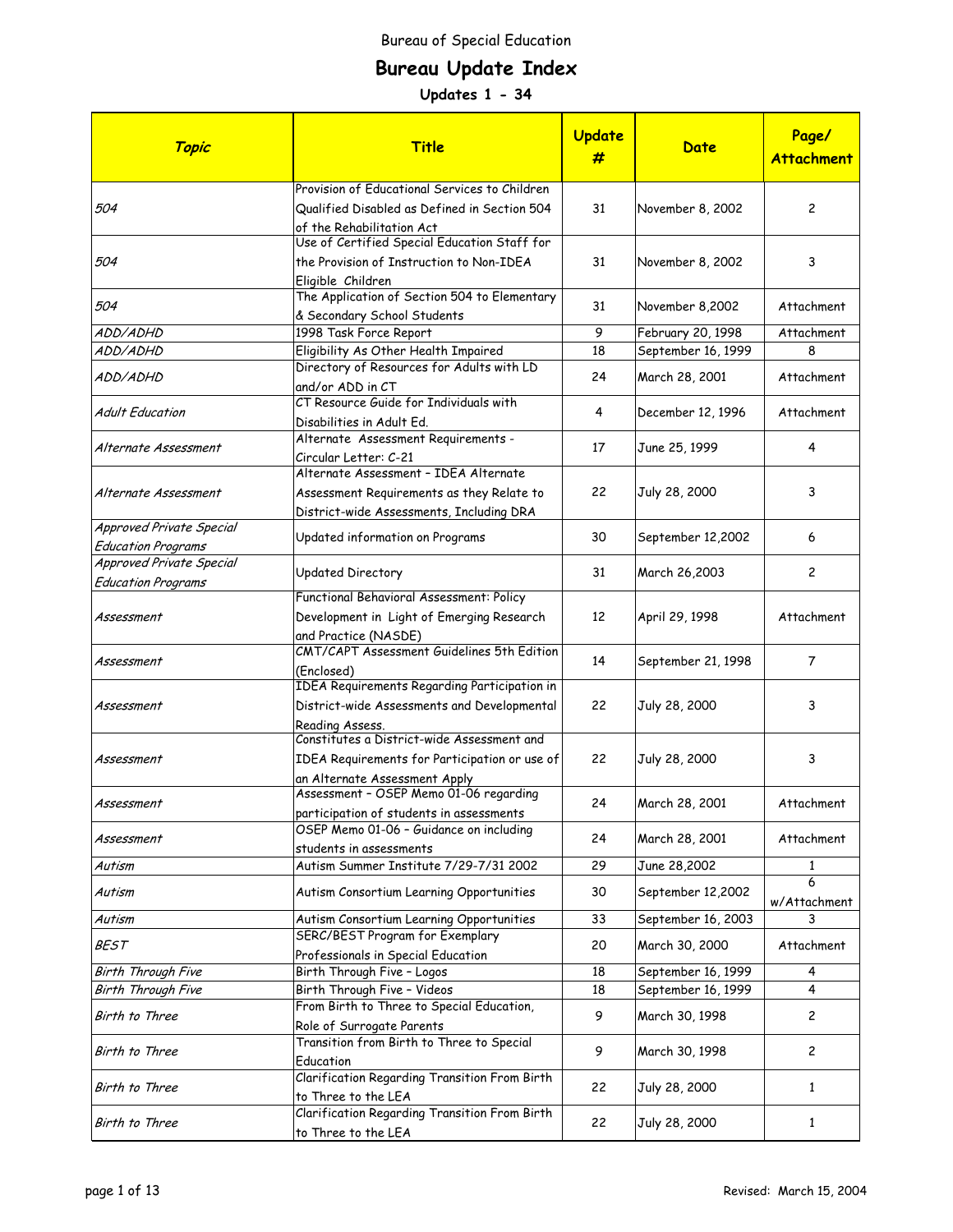Bureau of Special Education

# Bureau Update Index

### Updates 1 - 34

| *Topic* | Title | Update # | Date | Page/ Attachment |
|---|---|---|---|---|
| *504* | Provision of Educational Services to Children Qualified Disabled as Defined in Section 504 of the Rehabilitation Act | 31 | November 8, 2002 | 2 |
| *504* | Use of Certified Special Education Staff for the Provision of Instruction to Non-IDEA Eligible Children | 31 | November 8, 2002 | 3 |
| *504* | The Application of Section 504 to Elementary & Secondary School Students | 31 | November 8,2002 | Attachment |
| *ADD/ADHD* | 1998 Task Force Report | 9 | February 20, 1998 | Attachment |
| *ADD/ADHD* | Eligibility As Other Health Impaired | 18 | September 16, 1999 | 8 |
| *ADD/ADHD* | Directory of Resources for Adults with LD and/or ADD in CT | 24 | March 28, 2001 | Attachment |
| *Adult Education* | CT Resource Guide for Individuals with Disabilities in Adult Ed. | 4 | December 12, 1996 | Attachment |
| *Alternate Assessment* | Alternate Assessment Requirements - Circular Letter: C-21 | 17 | June 25, 1999 | 4 |
| *Alternate Assessment* | Alternate Assessment – IDEA Alternate Assessment Requirements as they Relate to District-wide Assessments, Including DRA | 22 | July 28, 2000 | 3 |
| *Approved Private Special Education Programs* | Updated information on Programs | 30 | September 12,2002 | 6 |
| *Approved Private Special Education Programs* | Updated Directory | 31 | March 26,2003 | 2 |
| *Assessment* | Functional Behavioral Assessment: Policy Development in Light of Emerging Research and Practice (NASDE) | 12 | April 29, 1998 | Attachment |
| *Assessment* | CMT/CAPT Assessment Guidelines 5th Edition (Enclosed) | 14 | September 21, 1998 | 7 |
| *Assessment* | IDEA Requirements Regarding Participation in District-wide Assessments and Developmental Reading Assess. | 22 | July 28, 2000 | 3 |
| *Assessment* | Constitutes a District-wide Assessment and IDEA Requirements for Participation or use of an Alternate Assessment Apply | 22 | July 28, 2000 | 3 |
| *Assessment* | Assessment – OSEP Memo 01-06 regarding participation of students in assessments | 24 | March 28, 2001 | Attachment |
| *Assessment* | OSEP Memo 01-06 – Guidance on including students in assessments | 24 | March 28, 2001 | Attachment |
| *Autism* | Autism Summer Institute 7/29-7/31 2002 | 29 | June 28,2002 | 1 |
| *Autism* | Autism Consortium Learning Opportunities | 30 | September 12,2002 | 6 w/Attachment |
| *Autism* | Autism Consortium Learning Opportunities | 33 | September 16, 2003 | 3 |
| *BEST* | SERC/BEST Program for Exemplary Professionals in Special Education | 20 | March 30, 2000 | Attachment |
| *Birth Through Five* | Birth Through Five – Logos | 18 | September 16, 1999 | 4 |
| *Birth Through Five* | Birth Through Five – Videos | 18 | September 16, 1999 | 4 |
| *Birth to Three* | From Birth to Three to Special Education, Role of Surrogate Parents | 9 | March 30, 1998 | 2 |
| *Birth to Three* | Transition from Birth to Three to Special Education | 9 | March 30, 1998 | 2 |
| *Birth to Three* | Clarification Regarding Transition From Birth to Three to the LEA | 22 | July 28, 2000 | 1 |
| *Birth to Three* | Clarification Regarding Transition From Birth to Three to the LEA | 22 | July 28, 2000 | 1 |

Revised: March 15, 2004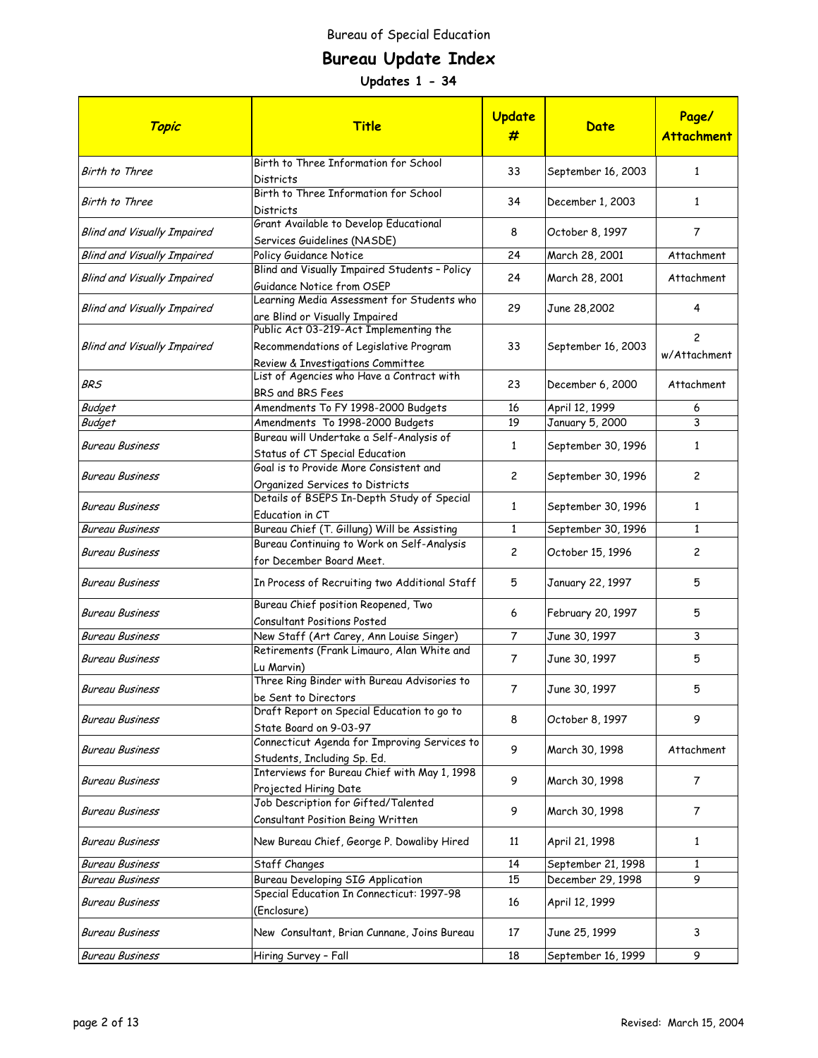Bureau of Special Education

# Bureau Update Index

### Updates 1 - 34

| *Topic* | Title | Update # | Date | Page/ Attachment |
|---|---|---|---|---|
| *Birth to Three* | Birth to Three Information for School Districts | 33 | September 16, 2003 | 1 |
| *Birth to Three* | Birth to Three Information for School Districts | 34 | December 1, 2003 | 1 |
| *Blind and Visually Impaired* | Grant Available to Develop Educational Services Guidelines (NASDE) | 8 | October 8, 1997 | 7 |
| *Blind and Visually Impaired* | Policy Guidance Notice | 24 | March 28, 2001 | Attachment |
| *Blind and Visually Impaired* | Blind and Visually Impaired Students - Policy Guidance Notice from OSEP | 24 | March 28, 2001 | Attachment |
| *Blind and Visually Impaired* | Learning Media Assessment for Students who are Blind or Visually Impaired | 29 | June 28,2002 | 4 |
| *Blind and Visually Impaired* | Public Act 03-219-Act Implementing the Recommendations of Legislative Program Review & Investigations Committee | 33 | September 16, 2003 | 2 w/Attachment |
| *BRS* | List of Agencies who Have a Contract with BRS and BRS Fees | 23 | December 6, 2000 | Attachment |
| *Budget* | Amendments To FY 1998-2000 Budgets | 16 | April 12, 1999 | 6 |
| *Budget* | Amendments To 1998-2000 Budgets | 19 | January 5, 2000 | 3 |
| *Bureau Business* | Bureau will Undertake a Self-Analysis of Status of CT Special Education | 1 | September 30, 1996 | 1 |
| *Bureau Business* | Goal is to Provide More Consistent and Organized Services to Districts | 2 | September 30, 1996 | 2 |
| *Bureau Business* | Details of BSEPS In-Depth Study of Special Education in CT | 1 | September 30, 1996 | 1 |
| *Bureau Business* | Bureau Chief (T. Gillung) Will be Assisting | 1 | September 30, 1996 | 1 |
| *Bureau Business* | Bureau Continuing to Work on Self-Analysis for December Board Meet. | 2 | October 15, 1996 | 2 |
| *Bureau Business* | In Process of Recruiting two Additional Staff | 5 | January 22, 1997 | 5 |
| *Bureau Business* | Bureau Chief position Reopened, Two Consultant Positions Posted | 6 | February 20, 1997 | 5 |
| *Bureau Business* | New Staff (Art Carey, Ann Louise Singer) | 7 | June 30, 1997 | 3 |
| *Bureau Business* | Retirements (Frank Limauro, Alan White and Lu Marvin) | 7 | June 30, 1997 | 5 |
| *Bureau Business* | Three Ring Binder with Bureau Advisories to be Sent to Directors | 7 | June 30, 1997 | 5 |
| *Bureau Business* | Draft Report on Special Education to go to State Board on 9-03-97 | 8 | October 8, 1997 | 9 |
| *Bureau Business* | Connecticut Agenda for Improving Services to Students, Including Sp. Ed. | 9 | March 30, 1998 | Attachment |
| *Bureau Business* | Interviews for Bureau Chief with May 1, 1998 Projected Hiring Date | 9 | March 30, 1998 | 7 |
| *Bureau Business* | Job Description for Gifted/Talented Consultant Position Being Written | 9 | March 30, 1998 | 7 |
| *Bureau Business* | New Bureau Chief, George P. Dowaliby Hired | 11 | April 21, 1998 | 1 |
| *Bureau Business* | Staff Changes | 14 | September 21, 1998 | 1 |
| *Bureau Business* | Bureau Developing SIG Application | 15 | December 29, 1998 | 9 |
| *Bureau Business* | Special Education In Connecticut: 1997-98 (Enclosure) | 16 | April 12, 1999 | |
| *Bureau Business* | New Consultant, Brian Cunnane, Joins Bureau | 17 | June 25, 1999 | 3 |
| *Bureau Business* | Hiring Survey - Fall | 18 | September 16, 1999 | 9 |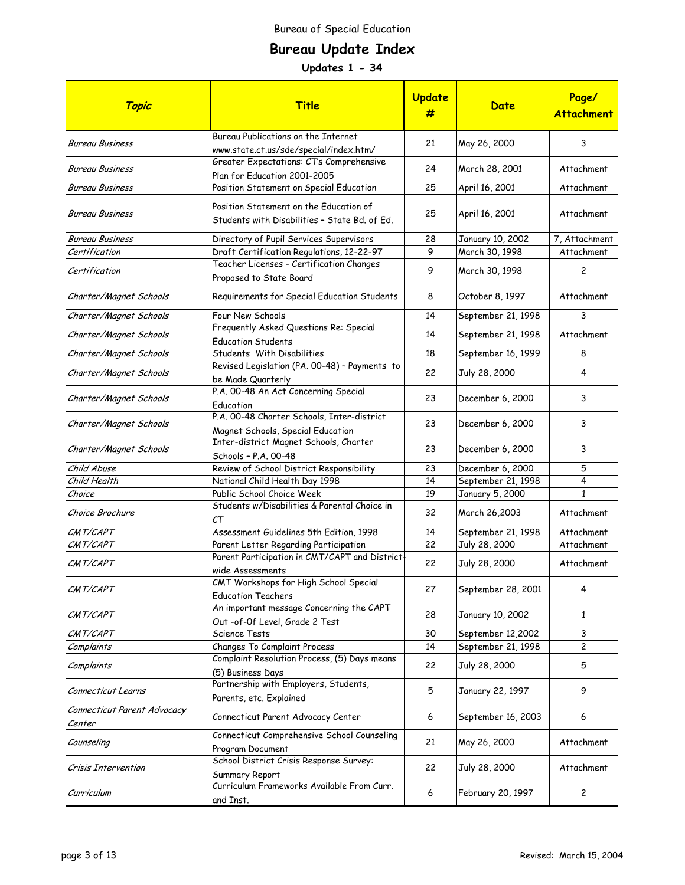Bureau of Special Education

# Bureau Update Index

## Updates 1 - 34

| *Topic* | Title | Update # | Date | Page/ Attachment |
|---|---|---|---|---|
| *Bureau Business* | Bureau Publications on the Internet www.state.ct.us/sde/special/index.htm/ | 21 | May 26, 2000 | 3 |
| *Bureau Business* | Greater Expectations: CT's Comprehensive Plan for Education 2001-2005 | 24 | March 28, 2001 | Attachment |
| *Bureau Business* | Position Statement on Special Education | 25 | April 16, 2001 | Attachment |
| *Bureau Business* | Position Statement on the Education of Students with Disabilities – State Bd. of Ed. | 25 | April 16, 2001 | Attachment |
| *Bureau Business* | Directory of Pupil Services Supervisors | 28 | January 10, 2002 | 7, Attachment |
| *Certification* | Draft Certification Regulations, 12-22-97 | 9 | March 30, 1998 | Attachment |
| *Certification* | Teacher Licenses - Certification Changes Proposed to State Board | 9 | March 30, 1998 | 2 |
| *Charter/Magnet Schools* | Requirements for Special Education Students | 8 | October 8, 1997 | Attachment |
| *Charter/Magnet Schools* | Four New Schools | 14 | September 21, 1998 | 3 |
| *Charter/Magnet Schools* | Frequently Asked Questions Re: Special Education Students | 14 | September 21, 1998 | Attachment |
| *Charter/Magnet Schools* | Students With Disabilities | 18 | September 16, 1999 | 8 |
| *Charter/Magnet Schools* | Revised Legislation (PA. 00-48) – Payments to be Made Quarterly | 22 | July 28, 2000 | 4 |
| *Charter/Magnet Schools* | P.A. 00-48 An Act Concerning Special Education | 23 | December 6, 2000 | 3 |
| *Charter/Magnet Schools* | P.A. 00-48 Charter Schools, Inter-district Magnet Schools, Special Education | 23 | December 6, 2000 | 3 |
| *Charter/Magnet Schools* | Inter-district Magnet Schools, Charter Schools – P.A. 00-48 | 23 | December 6, 2000 | 3 |
| *Child Abuse* | Review of School District Responsibility | 23 | December 6, 2000 | 5 |
| *Child Health* | National Child Health Day 1998 | 14 | September 21, 1998 | 4 |
| *Choice* | Public School Choice Week | 19 | January 5, 2000 | 1 |
| *Choice Brochure* | Students w/Disabilities & Parental Choice in CT | 32 | March 26,2003 | Attachment |
| *CMT/CAPT* | Assessment Guidelines 5th Edition, 1998 | 14 | September 21, 1998 | Attachment |
| *CMT/CAPT* | Parent Letter Regarding Participation | 22 | July 28, 2000 | Attachment |
| *CMT/CAPT* | Parent Participation in CMT/CAPT and District-wide Assessments | 22 | July 28, 2000 | Attachment |
| *CMT/CAPT* | CMT Workshops for High School Special Education Teachers | 27 | September 28, 2001 | 4 |
| *CMT/CAPT* | An important message Concerning the CAPT Out -of-Of Level, Grade 2 Test | 28 | January 10, 2002 | 1 |
| *CMT/CAPT* | Science Tests | 30 | September 12,2002 | 3 |
| *Complaints* | Changes To Complaint Process | 14 | September 21, 1998 | 2 |
| *Complaints* | Complaint Resolution Process, (5) Days means (5) Business Days | 22 | July 28, 2000 | 5 |
| *Connecticut Learns* | Partnership with Employers, Students, Parents, etc. Explained | 5 | January 22, 1997 | 9 |
| *Connecticut Parent Advocacy Center* | Connecticut Parent Advocacy Center | 6 | September 16, 2003 | 6 |
| *Counseling* | Connecticut Comprehensive School Counseling Program Document | 21 | May 26, 2000 | Attachment |
| *Crisis Intervention* | School District Crisis Response Survey: Summary Report | 22 | July 28, 2000 | Attachment |
| *Curriculum* | Curriculum Frameworks Available From Curr. and Inst. | 6 | February 20, 1997 | 2 |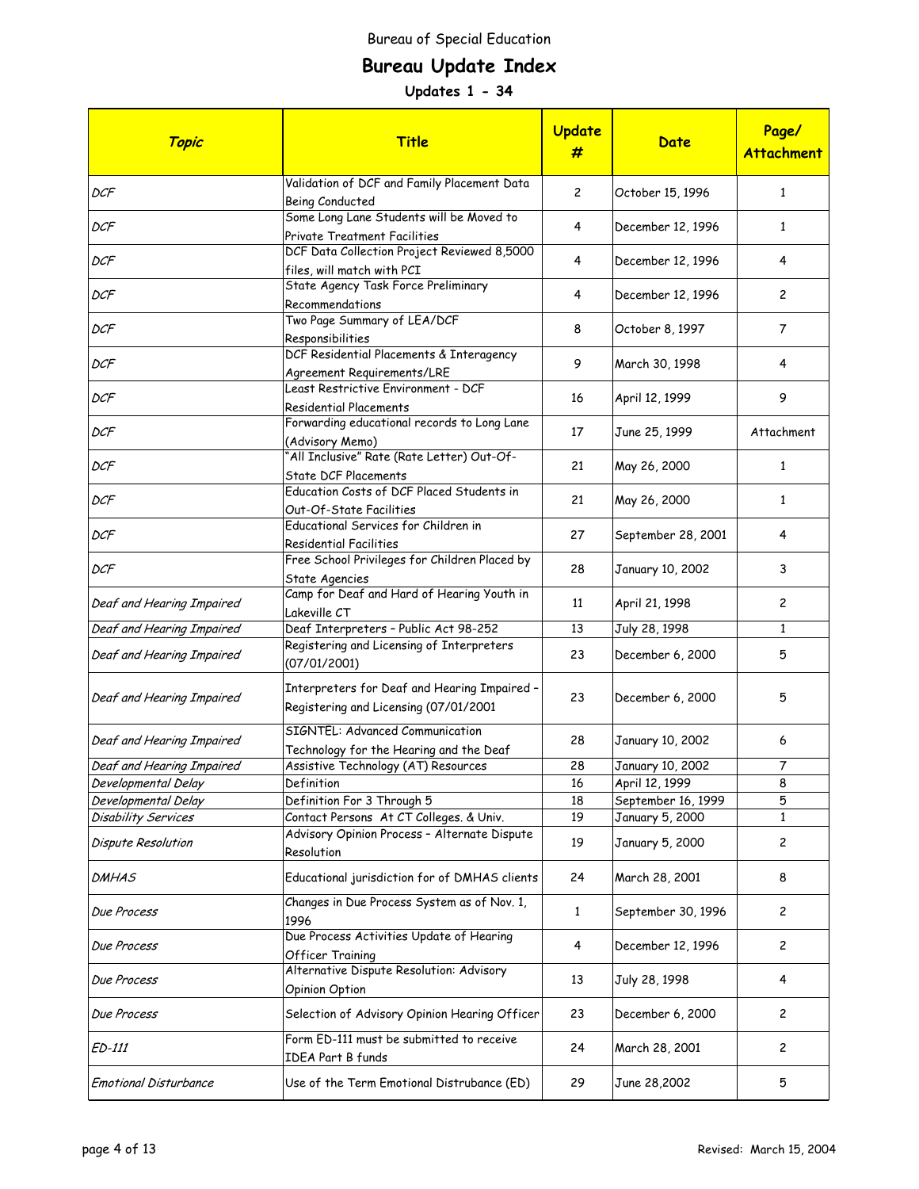Bureau of Special Education

# Bureau Update Index

## Updates 1 - 34

| *Topic* | Title | Update # | Date | Page/ Attachment |
|---|---|---|---|---|
| *DCF* | Validation of DCF and Family Placement Data Being Conducted | 2 | October 15, 1996 | 1 |
| *DCF* | Some Long Lane Students will be Moved to Private Treatment Facilities | 4 | December 12, 1996 | 1 |
| *DCF* | DCF Data Collection Project Reviewed 8,5000 files, will match with PCI | 4 | December 12, 1996 | 4 |
| *DCF* | State Agency Task Force Preliminary Recommendations | 4 | December 12, 1996 | 2 |
| *DCF* | Two Page Summary of LEA/DCF Responsibilities | 8 | October 8, 1997 | 7 |
| *DCF* | DCF Residential Placements & Interagency Agreement Requirements/LRE | 9 | March 30, 1998 | 4 |
| *DCF* | Least Restrictive Environment - DCF Residential Placements | 16 | April 12, 1999 | 9 |
| *DCF* | Forwarding educational records to Long Lane (Advisory Memo) | 17 | June 25, 1999 | Attachment |
| *DCF* | "All Inclusive" Rate (Rate Letter) Out-Of-State DCF Placements | 21 | May 26, 2000 | 1 |
| *DCF* | Education Costs of DCF Placed Students in Out-Of-State Facilities | 21 | May 26, 2000 | 1 |
| *DCF* | Educational Services for Children in Residential Facilities | 27 | September 28, 2001 | 4 |
| *DCF* | Free School Privileges for Children Placed by State Agencies | 28 | January 10, 2002 | 3 |
| *Deaf and Hearing Impaired* | Camp for Deaf and Hard of Hearing Youth in Lakeville CT | 11 | April 21, 1998 | 2 |
| *Deaf and Hearing Impaired* | Deaf Interpreters - Public Act 98-252 | 13 | July 28, 1998 | 1 |
| *Deaf and Hearing Impaired* | Registering and Licensing of Interpreters (07/01/2001) | 23 | December 6, 2000 | 5 |
| *Deaf and Hearing Impaired* | Interpreters for Deaf and Hearing Impaired - Registering and Licensing (07/01/2001 | 23 | December 6, 2000 | 5 |
| *Deaf and Hearing Impaired* | SIGNTEL: Advanced Communication Technology for the Hearing and the Deaf | 28 | January 10, 2002 | 6 |
| *Deaf and Hearing Impaired* | Assistive Technology (AT) Resources | 28 | January 10, 2002 | 7 |
| *Developmental Delay* | Definition | 16 | April 12, 1999 | 8 |
| *Developmental Delay* | Definition For 3 Through 5 | 18 | September 16, 1999 | 5 |
| *Disability Services* | Contact Persons At CT Colleges. & Univ. | 19 | January 5, 2000 | 1 |
| *Dispute Resolution* | Advisory Opinion Process - Alternate Dispute Resolution | 19 | January 5, 2000 | 2 |
| *DMHAS* | Educational jurisdiction for of DMHAS clients | 24 | March 28, 2001 | 8 |
| *Due Process* | Changes in Due Process System as of Nov. 1, 1996 | 1 | September 30, 1996 | 2 |
| *Due Process* | Due Process Activities Update of Hearing Officer Training | 4 | December 12, 1996 | 2 |
| *Due Process* | Alternative Dispute Resolution: Advisory Opinion Option | 13 | July 28, 1998 | 4 |
| *Due Process* | Selection of Advisory Opinion Hearing Officer | 23 | December 6, 2000 | 2 |
| *ED-111* | Form ED-111 must be submitted to receive IDEA Part B funds | 24 | March 28, 2001 | 2 |
| *Emotional Disturbance* | Use of the Term Emotional Distrubance (ED) | 29 | June 28,2002 | 5 |

Revised: March 15, 2004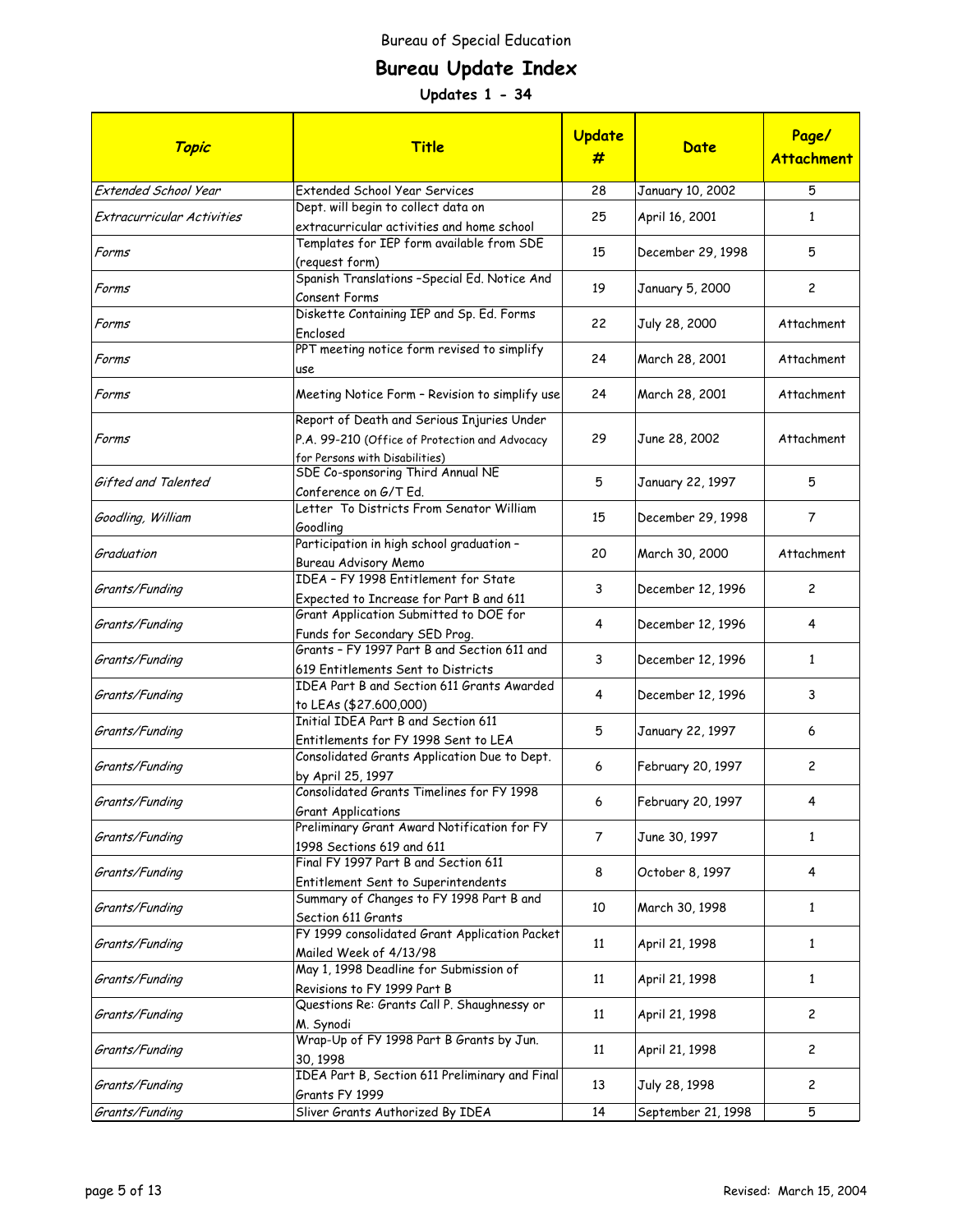Bureau of Special Education

# Bureau Update Index

## Updates 1 - 34

| *Topic* | Title | Update # | Date | Page/ Attachment |
|---|---|---|---|---|
| *Extended School Year* | Extended School Year Services | 28 | January 10, 2002 | 5 |
| *Extracurricular Activities* | Dept. will begin to collect data on extracurricular activities and home school | 25 | April 16, 2001 | 1 |
| *Forms* | Templates for IEP form available from SDE (request form) | 15 | December 29, 1998 | 5 |
| *Forms* | Spanish Translations -Special Ed. Notice And Consent Forms | 19 | January 5, 2000 | 2 |
| *Forms* | Diskette Containing IEP and Sp. Ed. Forms Enclosed | 22 | July 28, 2000 | Attachment |
| *Forms* | PPT meeting notice form revised to simplify use | 24 | March 28, 2001 | Attachment |
| *Forms* | Meeting Notice Form - Revision to simplify use | 24 | March 28, 2001 | Attachment |
| *Forms* | Report of Death and Serious Injuries Under P.A. 99-210 (Office of Protection and Advocacy for Persons with Disabilities) | 29 | June 28, 2002 | Attachment |
| *Gifted and Talented* | SDE Co-sponsoring Third Annual NE Conference on G/T Ed. | 5 | January 22, 1997 | 5 |
| *Goodling, William* | Letter To Districts From Senator William Goodling | 15 | December 29, 1998 | 7 |
| *Graduation* | Participation in high school graduation - Bureau Advisory Memo | 20 | March 30, 2000 | Attachment |
| *Grants/Funding* | IDEA - FY 1998 Entitlement for State Expected to Increase for Part B and 611 | 3 | December 12, 1996 | 2 |
| *Grants/Funding* | Grant Application Submitted to DOE for Funds for Secondary SED Prog. | 4 | December 12, 1996 | 4 |
| *Grants/Funding* | Grants - FY 1997 Part B and Section 611 and 619 Entitlements Sent to Districts | 3 | December 12, 1996 | 1 |
| *Grants/Funding* | IDEA Part B and Section 611 Grants Awarded to LEAs ($27.600,000) | 4 | December 12, 1996 | 3 |
| *Grants/Funding* | Initial IDEA Part B and Section 611 Entitlements for FY 1998 Sent to LEA | 5 | January 22, 1997 | 6 |
| *Grants/Funding* | Consolidated Grants Application Due to Dept. by April 25, 1997 | 6 | February 20, 1997 | 2 |
| *Grants/Funding* | Consolidated Grants Timelines for FY 1998 Grant Applications | 6 | February 20, 1997 | 4 |
| *Grants/Funding* | Preliminary Grant Award Notification for FY 1998 Sections 619 and 611 | 7 | June 30, 1997 | 1 |
| *Grants/Funding* | Final FY 1997 Part B and Section 611 Entitlement Sent to Superintendents | 8 | October 8, 1997 | 4 |
| *Grants/Funding* | Summary of Changes to FY 1998 Part B and Section 611 Grants | 10 | March 30, 1998 | 1 |
| *Grants/Funding* | FY 1999 consolidated Grant Application Packet Mailed Week of 4/13/98 | 11 | April 21, 1998 | 1 |
| *Grants/Funding* | May 1, 1998 Deadline for Submission of Revisions to FY 1999 Part B | 11 | April 21, 1998 | 1 |
| *Grants/Funding* | Questions Re: Grants Call P. Shaughnessy or M. Synodi | 11 | April 21, 1998 | 2 |
| *Grants/Funding* | Wrap-Up of FY 1998 Part B Grants by Jun. 30, 1998 | 11 | April 21, 1998 | 2 |
| *Grants/Funding* | IDEA Part B, Section 611 Preliminary and Final Grants FY 1999 | 13 | July 28, 1998 | 2 |
| *Grants/Funding* | Sliver Grants Authorized By IDEA | 14 | September 21, 1998 | 5 |

Revised: March 15, 2004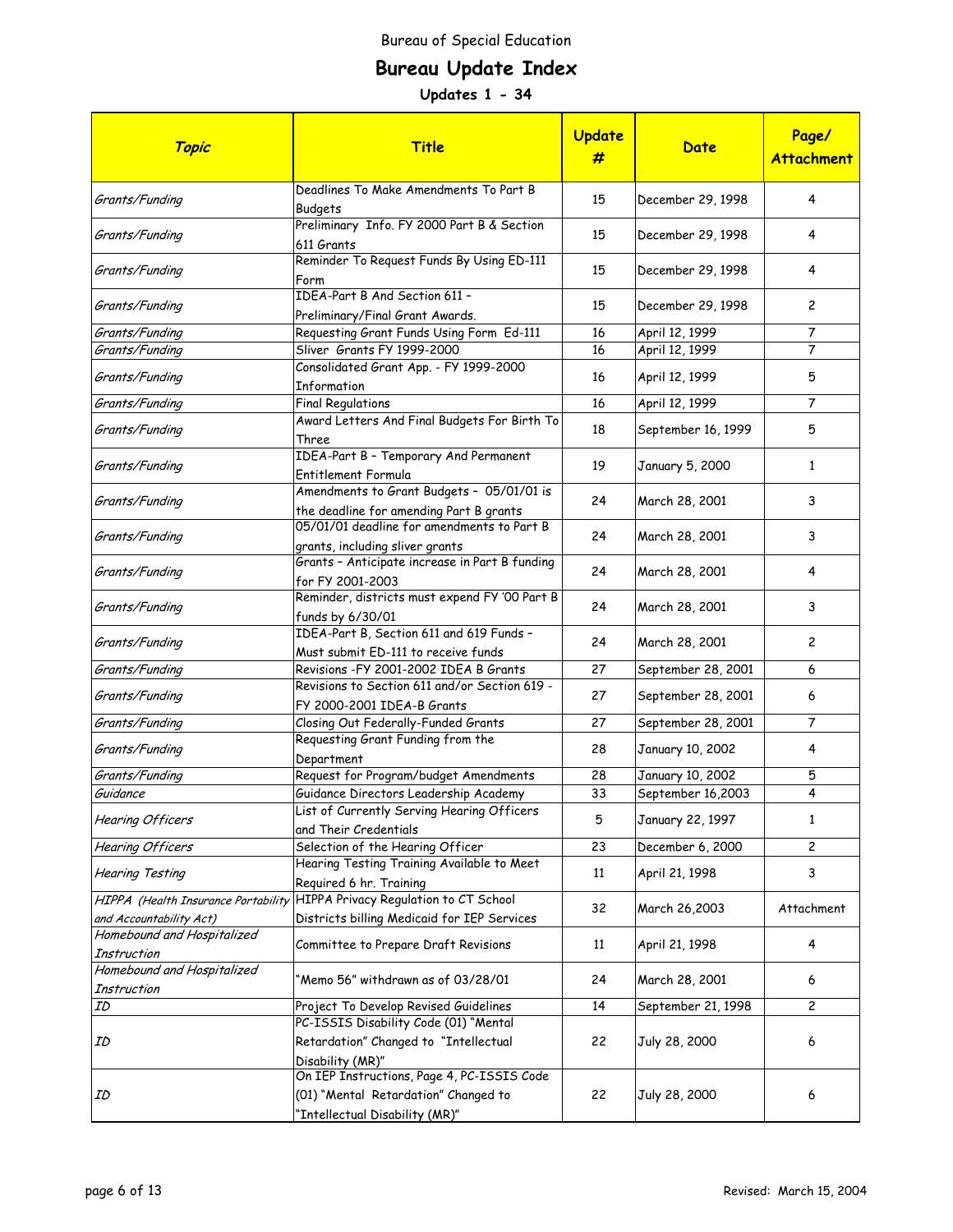Bureau of Special Education

# Bureau Update Index

## Updates 1 - 34

| *Topic* | Title | Update # | Date | Page/ Attachment |
|---|---|---|---|---|
| *Grants/Funding* | Deadlines To Make Amendments To Part B Budgets | 15 | December 29, 1998 | 4 |
| *Grants/Funding* | Preliminary Info. FY 2000 Part B & Section 611 Grants | 15 | December 29, 1998 | 4 |
| *Grants/Funding* | Reminder To Request Funds By Using ED-111 Form | 15 | December 29, 1998 | 4 |
| *Grants/Funding* | IDEA-Part B And Section 611 – Preliminary/Final Grant Awards. | 15 | December 29, 1998 | 2 |
| *Grants/Funding* | Requesting Grant Funds Using Form Ed-111 | 16 | April 12, 1999 | 7 |
| *Grants/Funding* | Sliver Grants FY 1999-2000 | 16 | April 12, 1999 | 7 |
| *Grants/Funding* | Consolidated Grant App. - FY 1999-2000 Information | 16 | April 12, 1999 | 5 |
| *Grants/Funding* | Final Regulations | 16 | April 12, 1999 | 7 |
| *Grants/Funding* | Award Letters And Final Budgets For Birth To Three | 18 | September 16, 1999 | 5 |
| *Grants/Funding* | IDEA-Part B – Temporary And Permanent Entitlement Formula | 19 | January 5, 2000 | 1 |
| *Grants/Funding* | Amendments to Grant Budgets – 05/01/01 is the deadline for amending Part B grants | 24 | March 28, 2001 | 3 |
| *Grants/Funding* | 05/01/01 deadline for amendments to Part B grants, including sliver grants | 24 | March 28, 2001 | 3 |
| *Grants/Funding* | Grants – Anticipate increase in Part B funding for FY 2001-2003 | 24 | March 28, 2001 | 4 |
| *Grants/Funding* | Reminder, districts must expend FY '00 Part B funds by 6/30/01 | 24 | March 28, 2001 | 3 |
| *Grants/Funding* | IDEA-Part B, Section 611 and 619 Funds – Must submit ED-111 to receive funds | 24 | March 28, 2001 | 2 |
| *Grants/Funding* | Revisions -FY 2001-2002 IDEA B Grants | 27 | September 28, 2001 | 6 |
| *Grants/Funding* | Revisions to Section 611 and/or Section 619 - FY 2000-2001 IDEA-B Grants | 27 | September 28, 2001 | 6 |
| *Grants/Funding* | Closing Out Federally-Funded Grants | 27 | September 28, 2001 | 7 |
| *Grants/Funding* | Requesting Grant Funding from the Department | 28 | January 10, 2002 | 4 |
| *Grants/Funding* | Request for Program/budget Amendments | 28 | January 10, 2002 | 5 |
| *Guidance* | Guidance Directors Leadership Academy | 33 | September 16,2003 | 4 |
| *Hearing Officers* | List of Currently Serving Hearing Officers and Their Credentials | 5 | January 22, 1997 | 1 |
| *Hearing Officers* | Selection of the Hearing Officer | 23 | December 6, 2000 | 2 |
| *Hearing Testing* | Hearing Testing Training Available to Meet Required 6 hr. Training | 11 | April 21, 1998 | 3 |
| *HIPPA (Health Insurance Portability and Accountability Act)* | HIPPA Privacy Regulation to CT School Districts billing Medicaid for IEP Services | 32 | March 26,2003 | Attachment |
| *Homebound and Hospitalized Instruction* | Committee to Prepare Draft Revisions | 11 | April 21, 1998 | 4 |
| *Homebound and Hospitalized Instruction* | "Memo 56" withdrawn as of 03/28/01 | 24 | March 28, 2001 | 6 |
| *ID* | Project To Develop Revised Guidelines | 14 | September 21, 1998 | 2 |
| *ID* | PC-ISSIS Disability Code (01) "Mental Retardation" Changed to "Intellectual Disability (MR)" | 22 | July 28, 2000 | 6 |
| *ID* | On IEP Instructions, Page 4, PC-ISSIS Code (01) "Mental Retardation" Changed to "Intellectual Disability (MR)" | 22 | July 28, 2000 | 6 |

Revised: March 15, 2004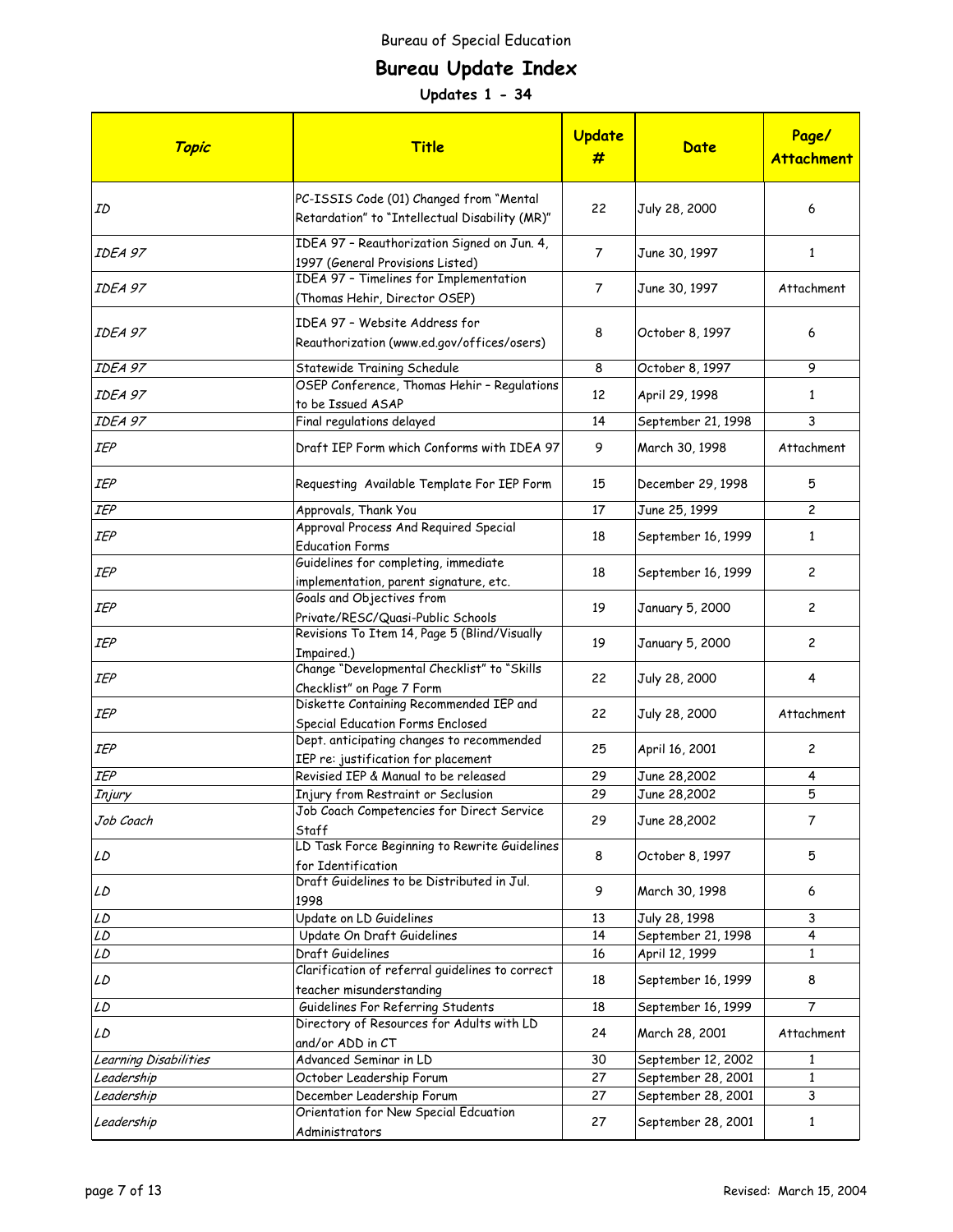Bureau of Special Education

# Bureau Update Index

## Updates 1 - 34

| *Topic* | Title | Update # | Date | Page/ Attachment |
|---|---|---|---|---|
| *ID* | PC-ISSIS Code (01) Changed from "Mental Retardation" to "Intellectual Disability (MR)" | 22 | July 28, 2000 | 6 |
| *IDEA 97* | IDEA 97 – Reauthorization Signed on Jun. 4, 1997 (General Provisions Listed) | 7 | June 30, 1997 | 1 |
| *IDEA 97* | IDEA 97 – Timelines for Implementation (Thomas Hehir, Director OSEP) | 7 | June 30, 1997 | Attachment |
| *IDEA 97* | IDEA 97 – Website Address for Reauthorization (www.ed.gov/offices/osers) | 8 | October 8, 1997 | 6 |
| *IDEA 97* | Statewide Training Schedule | 8 | October 8, 1997 | 9 |
| *IDEA 97* | OSEP Conference, Thomas Hehir – Regulations to be Issued ASAP | 12 | April 29, 1998 | 1 |
| *IDEA 97* | Final regulations delayed | 14 | September 21, 1998 | 3 |
| *IEP* | Draft IEP Form which Conforms with IDEA 97 | 9 | March 30, 1998 | Attachment |
| *IEP* | Requesting Available Template For IEP Form | 15 | December 29, 1998 | 5 |
| *IEP* | Approvals, Thank You | 17 | June 25, 1999 | 2 |
| *IEP* | Approval Process And Required Special Education Forms | 18 | September 16, 1999 | 1 |
| *IEP* | Guidelines for completing, immediate implementation, parent signature, etc. | 18 | September 16, 1999 | 2 |
| *IEP* | Goals and Objectives from Private/RESC/Quasi-Public Schools | 19 | January 5, 2000 | 2 |
| *IEP* | Revisions To Item 14, Page 5 (Blind/Visually Impaired.) | 19 | January 5, 2000 | 2 |
| *IEP* | Change "Developmental Checklist" to "Skills Checklist" on Page 7 Form | 22 | July 28, 2000 | 4 |
| *IEP* | Diskette Containing Recommended IEP and Special Education Forms Enclosed | 22 | July 28, 2000 | Attachment |
| *IEP* | Dept. anticipating changes to recommended IEP re: justification for placement | 25 | April 16, 2001 | 2 |
| *IEP* | Revisied IEP & Manual to be released | 29 | June 28,2002 | 4 |
| *Injury* | Injury from Restraint or Seclusion | 29 | June 28,2002 | 5 |
| *Job Coach* | Job Coach Competencies for Direct Service Staff | 29 | June 28,2002 | 7 |
| *LD* | LD Task Force Beginning to Rewrite Guidelines for Identification | 8 | October 8, 1997 | 5 |
| *LD* | Draft Guidelines to be Distributed in Jul. 1998 | 9 | March 30, 1998 | 6 |
| *LD* | Update on LD Guidelines | 13 | July 28, 1998 | 3 |
| *LD* | Update On Draft Guidelines | 14 | September 21, 1998 | 4 |
| *LD* | Draft Guidelines | 16 | April 12, 1999 | 1 |
| *LD* | Clarification of referral guidelines to correct teacher misunderstanding | 18 | September 16, 1999 | 8 |
| *LD* | Guidelines For Referring Students | 18 | September 16, 1999 | 7 |
| *LD* | Directory of Resources for Adults with LD and/or ADD in CT | 24 | March 28, 2001 | Attachment |
| *Learning Disabilities* | Advanced Seminar in LD | 30 | September 12, 2002 | 1 |
| *Leadership* | October Leadership Forum | 27 | September 28, 2001 | 1 |
| *Leadership* | December Leadership Forum | 27 | September 28, 2001 | 3 |
| *Leadership* | Orientation for New Special Edcuation Administrators | 27 | September 28, 2001 | 1 |

Revised: March 15, 2004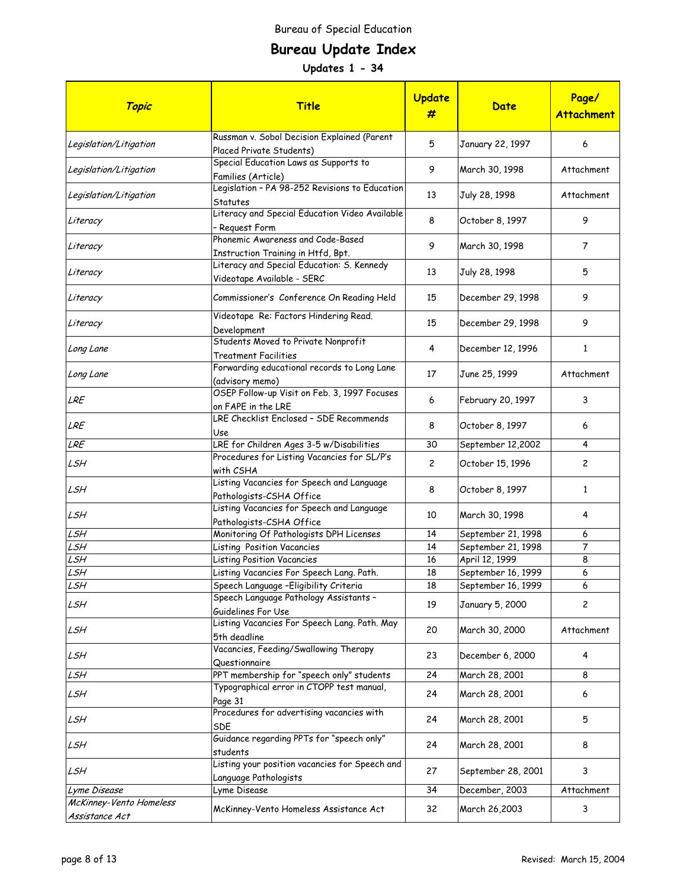Bureau of Special Education

# Bureau Update Index

## Updates 1 - 34

| *Topic* | Title | Update # | Date | Page/ Attachment |
|---|---|---|---|---|
| *Legislation/Litigation* | Russman v. Sobol Decision Explained (Parent Placed Private Students) | 5 | January 22, 1997 | 6 |
| *Legislation/Litigation* | Special Education Laws as Supports to Families (Article) | 9 | March 30, 1998 | Attachment |
| *Legislation/Litigation* | Legislation - PA 98-252 Revisions to Education Statutes | 13 | July 28, 1998 | Attachment |
| *Literacy* | Literacy and Special Education Video Available - Request Form | 8 | October 8, 1997 | 9 |
| *Literacy* | Phonemic Awareness and Code-Based Instruction Training in Htfd, Bpt. | 9 | March 30, 1998 | 7 |
| *Literacy* | Literacy and Special Education: S. Kennedy Videotape Available - SERC | 13 | July 28, 1998 | 5 |
| *Literacy* | Commissioner's Conference On Reading Held | 15 | December 29, 1998 | 9 |
| *Literacy* | Videotape Re: Factors Hindering Read. Development | 15 | December 29, 1998 | 9 |
| *Long Lane* | Students Moved to Private Nonprofit Treatment Facilities | 4 | December 12, 1996 | 1 |
| *Long Lane* | Forwarding educational records to Long Lane (advisory memo) | 17 | June 25, 1999 | Attachment |
| *LRE* | OSEP Follow-up Visit on Feb. 3, 1997 Focuses on FAPE in the LRE | 6 | February 20, 1997 | 3 |
| *LRE* | LRE Checklist Enclosed - SDE Recommends Use | 8 | October 8, 1997 | 6 |
| *LRE* | LRE for Children Ages 3-5 w/Disabilities | 30 | September 12,2002 | 4 |
| *LSH* | Procedures for Listing Vacancies for SL/P's with CSHA | 2 | October 15, 1996 | 2 |
| *LSH* | Listing Vacancies for Speech and Language Pathologists-CSHA Office | 8 | October 8, 1997 | 1 |
| *LSH* | Listing Vacancies for Speech and Language Pathologists-CSHA Office | 10 | March 30, 1998 | 4 |
| *LSH* | Monitoring Of Pathologists DPH Licenses | 14 | September 21, 1998 | 6 |
| *LSH* | Listing Position Vacancies | 14 | September 21, 1998 | 7 |
| *LSH* | Listing Position Vacancies | 16 | April 12, 1999 | 8 |
| *LSH* | Listing Vacancies For Speech Lang. Path. | 18 | September 16, 1999 | 6 |
| *LSH* | Speech Language -Eligibility Criteria | 18 | September 16, 1999 | 6 |
| *LSH* | Speech Language Pathology Assistants - Guidelines For Use | 19 | January 5, 2000 | 2 |
| *LSH* | Listing Vacancies For Speech Lang. Path. May 5th deadline | 20 | March 30, 2000 | Attachment |
| *LSH* | Vacancies, Feeding/Swallowing Therapy Questionnaire | 23 | December 6, 2000 | 4 |
| *LSH* | PPT membership for "speech only" students | 24 | March 28, 2001 | 8 |
| *LSH* | Typographical error in CTOPP test manual, Page 31 | 24 | March 28, 2001 | 6 |
| *LSH* | Procedures for advertising vacancies with SDE | 24 | March 28, 2001 | 5 |
| *LSH* | Guidance regarding PPTs for "speech only" students | 24 | March 28, 2001 | 8 |
| *LSH* | Listing your position vacancies for Speech and Language Pathologists | 27 | September 28, 2001 | 3 |
| *Lyme Disease* | Lyme Disease | 34 | December, 2003 | Attachment |
| *McKinney-Vento Homeless Assistance Act* | McKinney-Vento Homeless Assistance Act | 32 | March 26,2003 | 3 |

Revised: March 15, 2004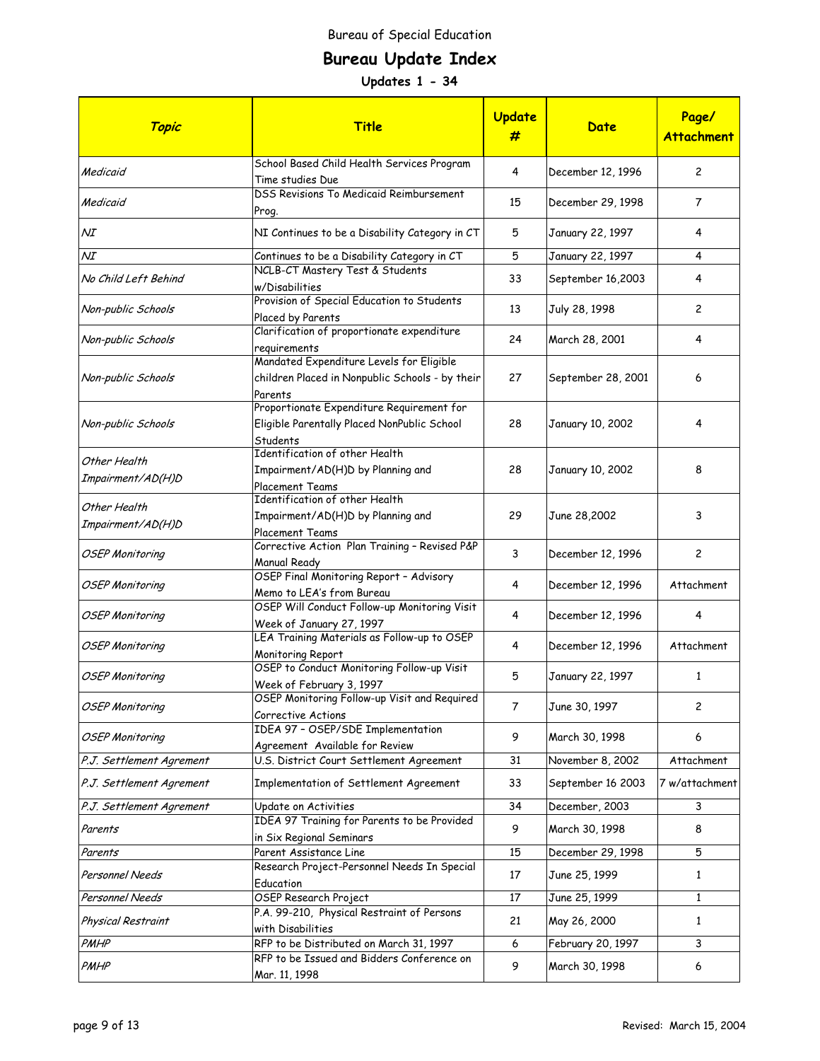Bureau of Special Education

# Bureau Update Index

### Updates 1 - 34

| *Topic* | Title | Update # | Date | Page/ Attachment |
|---|---|---|---|---|
| *Medicaid* | School Based Child Health Services Program Time studies Due | 4 | December 12, 1996 | 2 |
| *Medicaid* | DSS Revisions To Medicaid Reimbursement Prog. | 15 | December 29, 1998 | 7 |
| *NI* | NI Continues to be a Disability Category in CT | 5 | January 22, 1997 | 4 |
| *NI* | Continues to be a Disability Category in CT | 5 | January 22, 1997 | 4 |
| *No Child Left Behind* | NCLB-CT Mastery Test & Students w/Disabilities | 33 | September 16,2003 | 4 |
| *Non-public Schools* | Provision of Special Education to Students Placed by Parents | 13 | July 28, 1998 | 2 |
| *Non-public Schools* | Clarification of proportionate expenditure requirements | 24 | March 28, 2001 | 4 |
| *Non-public Schools* | Mandated Expenditure Levels for Eligible children Placed in Nonpublic Schools - by their Parents | 27 | September 28, 2001 | 6 |
| *Non-public Schools* | Proportionate Expenditure Requirement for Eligible Parentally Placed NonPublic School Students | 28 | January 10, 2002 | 4 |
| *Other Health Impairment/AD(H)D* | Identification of other Health Impairment/AD(H)D by Planning and Placement Teams | 28 | January 10, 2002 | 8 |
| *Other Health Impairment/AD(H)D* | Identification of other Health Impairment/AD(H)D by Planning and Placement Teams | 29 | June 28,2002 | 3 |
| *OSEP Monitoring* | Corrective Action Plan Training – Revised P&P Manual Ready | 3 | December 12, 1996 | 2 |
| *OSEP Monitoring* | OSEP Final Monitoring Report – Advisory Memo to LEA's from Bureau | 4 | December 12, 1996 | Attachment |
| *OSEP Monitoring* | OSEP Will Conduct Follow-up Monitoring Visit Week of January 27, 1997 | 4 | December 12, 1996 | 4 |
| *OSEP Monitoring* | LEA Training Materials as Follow-up to OSEP Monitoring Report | 4 | December 12, 1996 | Attachment |
| *OSEP Monitoring* | OSEP to Conduct Monitoring Follow-up Visit Week of February 3, 1997 | 5 | January 22, 1997 | 1 |
| *OSEP Monitoring* | OSEP Monitoring Follow-up Visit and Required Corrective Actions | 7 | June 30, 1997 | 2 |
| *OSEP Monitoring* | IDEA 97 – OSEP/SDE Implementation Agreement Available for Review | 9 | March 30, 1998 | 6 |
| *P.J. Settlement Agrement* | U.S. District Court Settlement Agreement | 31 | November 8, 2002 | Attachment |
| *P.J. Settlement Agrement* | Implementation of Settlement Agreement | 33 | September 16 2003 | 7 w/attachment |
| *P.J. Settlement Agrement* | Update on Activities | 34 | December, 2003 | 3 |
| *Parents* | IDEA 97 Training for Parents to be Provided in Six Regional Seminars | 9 | March 30, 1998 | 8 |
| *Parents* | Parent Assistance Line | 15 | December 29, 1998 | 5 |
| *Personnel Needs* | Research Project-Personnel Needs In Special Education | 17 | June 25, 1999 | 1 |
| *Personnel Needs* | OSEP Research Project | 17 | June 25, 1999 | 1 |
| *Physical Restraint* | P.A. 99-210, Physical Restraint of Persons with Disabilities | 21 | May 26, 2000 | 1 |
| *PMHP* | RFP to be Distributed on March 31, 1997 | 6 | February 20, 1997 | 3 |
| *PMHP* | RFP to be Issued and Bidders Conference on Mar. 11, 1998 | 9 | March 30, 1998 | 6 |

Revised: March 15, 2004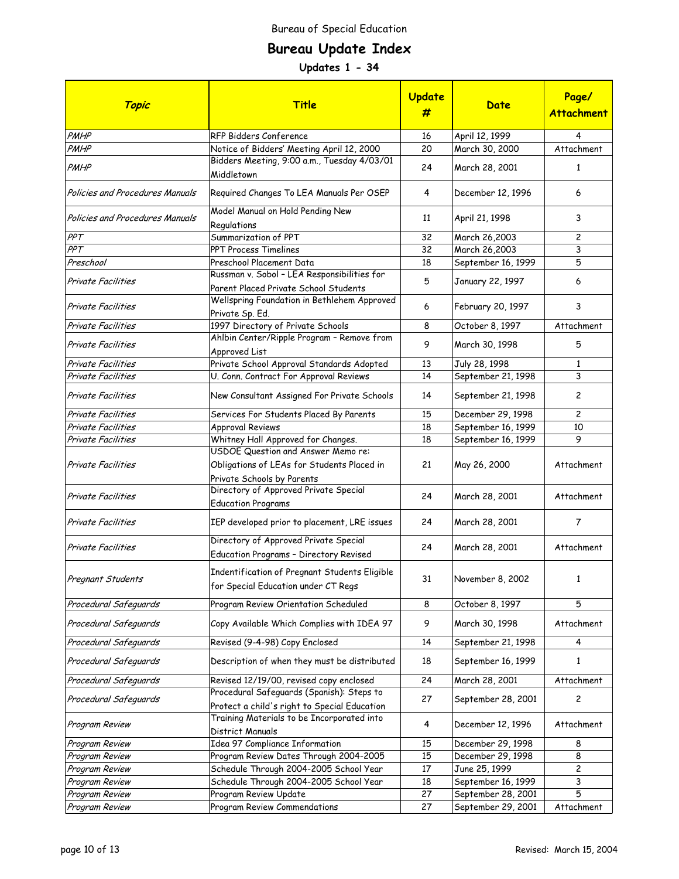Bureau of Special Education

# Bureau Update Index

### Updates 1 - 34

| *Topic* | Title | Update # | Date | Page/ Attachment |
|---|---|---|---|---|
| *PMHP* | RFP Bidders Conference | 16 | April 12, 1999 | 4 |
| *PMHP* | Notice of Bidders' Meeting April 12, 2000 | 20 | March 30, 2000 | Attachment |
| *PMHP* | Bidders Meeting, 9:00 a.m., Tuesday 4/03/01 Middletown | 24 | March 28, 2001 | 1 |
| *Policies and Procedures Manuals* | Required Changes To LEA Manuals Per OSEP | 4 | December 12, 1996 | 6 |
| *Policies and Procedures Manuals* | Model Manual on Hold Pending New Regulations | 11 | April 21, 1998 | 3 |
| *PPT* | Summarization of PPT | 32 | March 26,2003 | 2 |
| *PPT* | PPT Process Timelines | 32 | March 26,2003 | 3 |
| *Preschool* | Preschool Placement Data | 18 | September 16, 1999 | 5 |
| *Private Facilities* | Russman v. Sobol - LEA Responsibilities for Parent Placed Private School Students | 5 | January 22, 1997 | 6 |
| *Private Facilities* | Wellspring Foundation in Bethlehem Approved Private Sp. Ed. | 6 | February 20, 1997 | 3 |
| *Private Facilities* | 1997 Directory of Private Schools | 8 | October 8, 1997 | Attachment |
| *Private Facilities* | Ahlbin Center/Ripple Program - Remove from Approved List | 9 | March 30, 1998 | 5 |
| *Private Facilities* | Private School Approval Standards Adopted | 13 | July 28, 1998 | 1 |
| *Private Facilities* | U. Conn. Contract For Approval Reviews | 14 | September 21, 1998 | 3 |
| *Private Facilities* | New Consultant Assigned For Private Schools | 14 | September 21, 1998 | 2 |
| *Private Facilities* | Services For Students Placed By Parents | 15 | December 29, 1998 | 2 |
| *Private Facilities* | Approval Reviews | 18 | September 16, 1999 | 10 |
| *Private Facilities* | Whitney Hall Approved for Changes. | 18 | September 16, 1999 | 9 |
| *Private Facilities* | USDOE Question and Answer Memo re: Obligations of LEAs for Students Placed in Private Schools by Parents | 21 | May 26, 2000 | Attachment |
| *Private Facilities* | Directory of Approved Private Special Education Programs | 24 | March 28, 2001 | Attachment |
| *Private Facilities* | IEP developed prior to placement, LRE issues | 24 | March 28, 2001 | 7 |
| *Private Facilities* | Directory of Approved Private Special Education Programs - Directory Revised | 24 | March 28, 2001 | Attachment |
| *Pregnant Students* | Indentification of Pregnant Students Eligible for Special Education under CT Regs | 31 | November 8, 2002 | 1 |
| *Procedural Safeguards* | Program Review Orientation Scheduled | 8 | October 8, 1997 | 5 |
| *Procedural Safeguards* | Copy Available Which Complies with IDEA 97 | 9 | March 30, 1998 | Attachment |
| *Procedural Safeguards* | Revised (9-4-98) Copy Enclosed | 14 | September 21, 1998 | 4 |
| *Procedural Safeguards* | Description of when they must be distributed | 18 | September 16, 1999 | 1 |
| *Procedural Safeguards* | Revised 12/19/00, revised copy enclosed | 24 | March 28, 2001 | Attachment |
| *Procedural Safeguards* | Procedural Safeguards (Spanish): Steps to Protect a child's right to Special Education | 27 | September 28, 2001 | 2 |
| *Program Review* | Training Materials to be Incorporated into District Manuals | 4 | December 12, 1996 | Attachment |
| *Program Review* | Idea 97 Compliance Information | 15 | December 29, 1998 | 8 |
| *Program Review* | Program Review Dates Through 2004-2005 | 15 | December 29, 1998 | 8 |
| *Program Review* | Schedule Through 2004-2005 School Year | 17 | June 25, 1999 | 2 |
| *Program Review* | Schedule Through 2004-2005 School Year | 18 | September 16, 1999 | 3 |
| *Program Review* | Program Review Update | 27 | September 28, 2001 | 5 |
| *Program Review* | Program Review Commendations | 27 | September 29, 2001 | Attachment |

Revised: March 15, 2004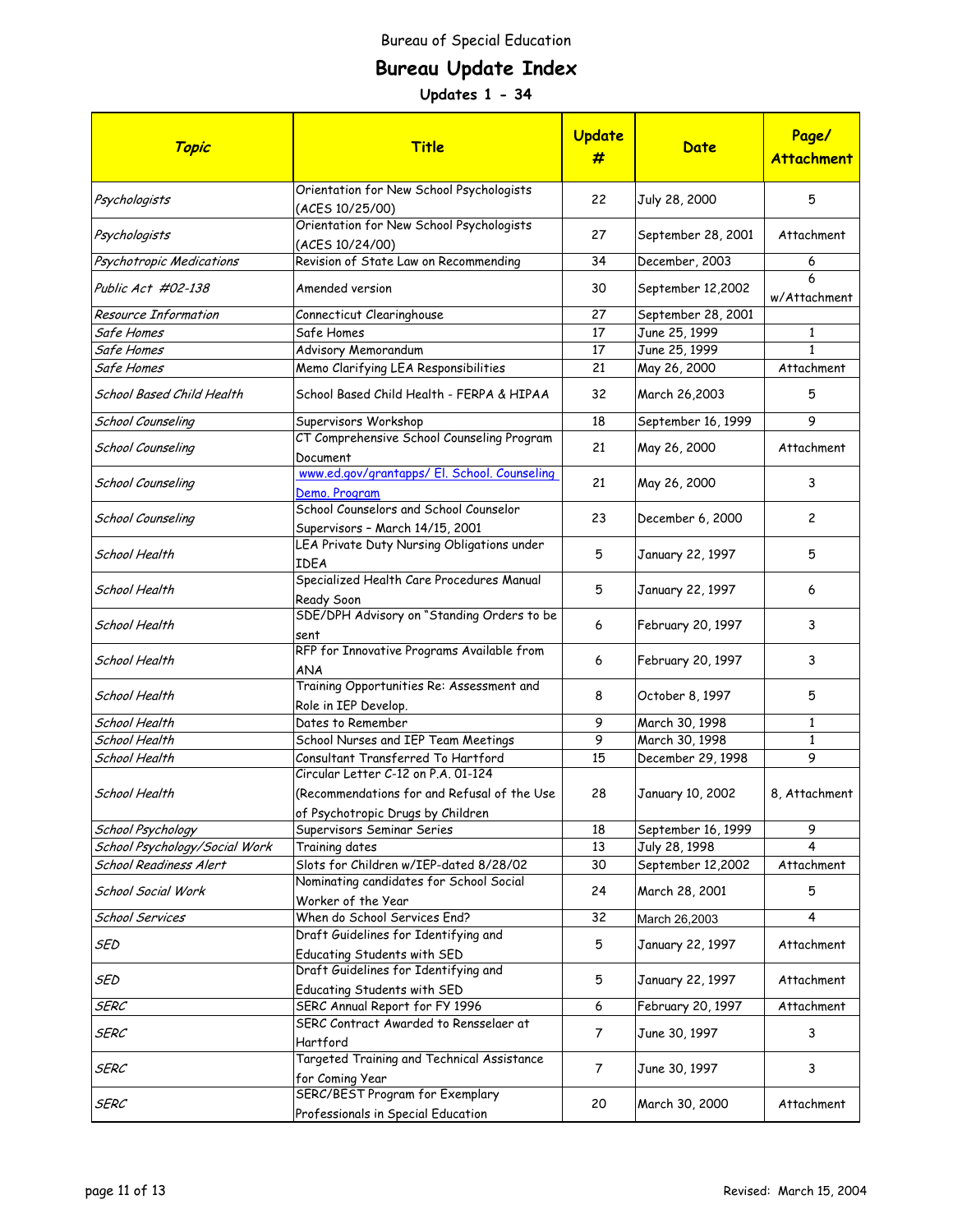Bureau of Special Education

# Bureau Update Index

### Updates 1 - 34

| *Topic* | Title | Update # | Date | Page/ Attachment |
|---|---|---|---|---|
| *Psychologists* | Orientation for New School Psychologists (ACES 10/25/00) | 22 | July 28, 2000 | 5 |
| *Psychologists* | Orientation for New School Psychologists (ACES 10/24/00) | 27 | September 28, 2001 | Attachment |
| *Psychotropic Medications* | Revision of State Law on Recommending | 34 | December, 2003 | 6 |
| *Public Act #02-138* | Amended version | 30 | September 12,2002 | 6 w/Attachment |
| *Resource Information* | Connecticut Clearinghouse | 27 | September 28, 2001 | |
| *Safe Homes* | Safe Homes | 17 | June 25, 1999 | 1 |
| *Safe Homes* | Advisory Memorandum | 17 | June 25, 1999 | 1 |
| *Safe Homes* | Memo Clarifying LEA Responsibilities | 21 | May 26, 2000 | Attachment |
| *School Based Child Health* | School Based Child Health - FERPA & HIPAA | 32 | March 26,2003 | 5 |
| *School Counseling* | Supervisors Workshop | 18 | September 16, 1999 | 9 |
| *School Counseling* | CT Comprehensive School Counseling Program Document | 21 | May 26, 2000 | Attachment |
| *School Counseling* | www.ed.gov/grantapps/ El. School. Counseling Demo. Program | 21 | May 26, 2000 | 3 |
| *School Counseling* | School Counselors and School Counselor Supervisors – March 14/15, 2001 | 23 | December 6, 2000 | 2 |
| *School Health* | LEA Private Duty Nursing Obligations under IDEA | 5 | January 22, 1997 | 5 |
| *School Health* | Specialized Health Care Procedures Manual Ready Soon | 5 | January 22, 1997 | 6 |
| *School Health* | SDE/DPH Advisory on "Standing Orders to be sent | 6 | February 20, 1997 | 3 |
| *School Health* | RFP for Innovative Programs Available from ANA | 6 | February 20, 1997 | 3 |
| *School Health* | Training Opportunities Re: Assessment and Role in IEP Develop. | 8 | October 8, 1997 | 5 |
| *School Health* | Dates to Remember | 9 | March 30, 1998 | 1 |
| *School Health* | School Nurses and IEP Team Meetings | 9 | March 30, 1998 | 1 |
| *School Health* | Consultant Transferred To Hartford | 15 | December 29, 1998 | 9 |
| *School Health* | Circular Letter C-12 on P.A. 01-124 (Recommendations for and Refusal of the Use of Psychotropic Drugs by Children | 28 | January 10, 2002 | 8, Attachment |
| *School Psychology* | Supervisors Seminar Series | 18 | September 16, 1999 | 9 |
| *School Psychology/Social Work* | Training dates | 13 | July 28, 1998 | 4 |
| *School Readiness Alert* | Slots for Children w/IEP-dated 8/28/02 | 30 | September 12,2002 | Attachment |
| *School Social Work* | Nominating candidates for School Social Worker of the Year | 24 | March 28, 2001 | 5 |
| *School Services* | When do School Services End? | 32 | March 26,2003 | 4 |
| *SED* | Draft Guidelines for Identifying and Educating Students with SED | 5 | January 22, 1997 | Attachment |
| *SED* | Draft Guidelines for Identifying and Educating Students with SED | 5 | January 22, 1997 | Attachment |
| *SERC* | SERC Annual Report for FY 1996 | 6 | February 20, 1997 | Attachment |
| *SERC* | SERC Contract Awarded to Rensselaer at Hartford | 7 | June 30, 1997 | 3 |
| *SERC* | Targeted Training and Technical Assistance for Coming Year | 7 | June 30, 1997 | 3 |
| *SERC* | SERC/BEST Program for Exemplary Professionals in Special Education | 20 | March 30, 2000 | Attachment |

Revised: March 15, 2004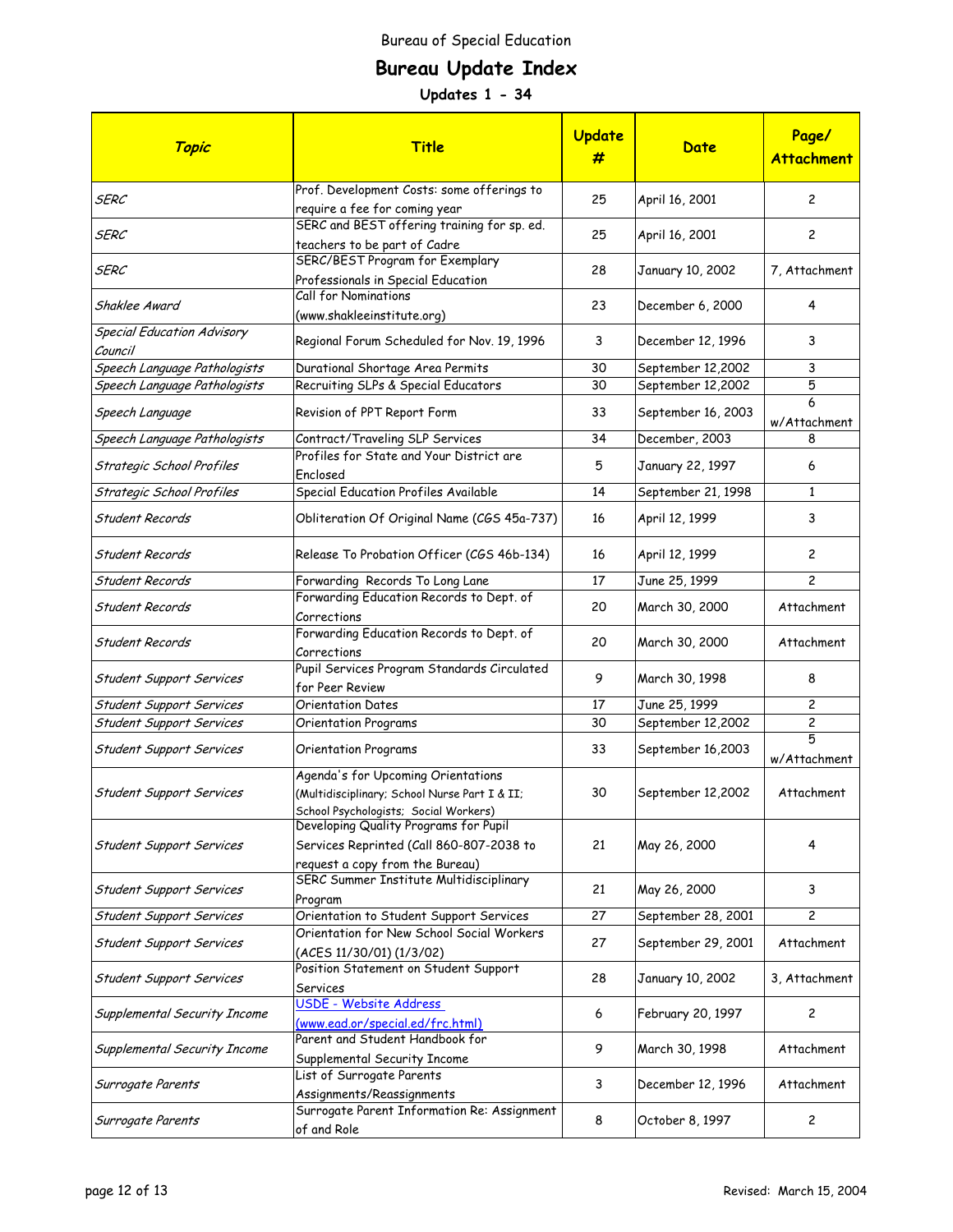Bureau of Special Education

# Bureau Update Index

### Updates 1 - 34

| *Topic* | Title | Update # | Date | Page/ Attachment |
|---|---|---|---|---|
| *SERC* | Prof. Development Costs: some offerings to require a fee for coming year | 25 | April 16, 2001 | 2 |
| *SERC* | SERC and BEST offering training for sp. ed. teachers to be part of Cadre | 25 | April 16, 2001 | 2 |
| *SERC* | SERC/BEST Program for Exemplary Professionals in Special Education | 28 | January 10, 2002 | 7, Attachment |
| *Shaklee Award* | Call for Nominations (www.shakleeinstitute.org) | 23 | December 6, 2000 | 4 |
| *Special Education Advisory Council* | Regional Forum Scheduled for Nov. 19, 1996 | 3 | December 12, 1996 | 3 |
| *Speech Language Pathologists* | Durational Shortage Area Permits | 30 | September 12,2002 | 3 |
| *Speech Language Pathologists* | Recruiting SLPs & Special Educators | 30 | September 12,2002 | 5 |
| *Speech Language* | Revision of PPT Report Form | 33 | September 16, 2003 | 6 w/Attachment |
| *Speech Language Pathologists* | Contract/Traveling SLP Services | 34 | December, 2003 | 8 |
| *Strategic School Profiles* | Profiles for State and Your District are Enclosed | 5 | January 22, 1997 | 6 |
| *Strategic School Profiles* | Special Education Profiles Available | 14 | September 21, 1998 | 1 |
| *Student Records* | Obliteration Of Original Name (CGS 45a-737) | 16 | April 12, 1999 | 3 |
| *Student Records* | Release To Probation Officer (CGS 46b-134) | 16 | April 12, 1999 | 2 |
| *Student Records* | Forwarding Records To Long Lane | 17 | June 25, 1999 | 2 |
| *Student Records* | Forwarding Education Records to Dept. of Corrections | 20 | March 30, 2000 | Attachment |
| *Student Records* | Forwarding Education Records to Dept. of Corrections | 20 | March 30, 2000 | Attachment |
| *Student Support Services* | Pupil Services Program Standards Circulated for Peer Review | 9 | March 30, 1998 | 8 |
| *Student Support Services* | Orientation Dates | 17 | June 25, 1999 | 2 |
| *Student Support Services* | Orientation Programs | 30 | September 12,2002 | 2 |
| *Student Support Services* | Orientation Programs | 33 | September 16,2003 | 5 w/Attachment |
| *Student Support Services* | Agenda's for Upcoming Orientations (Multidisciplinary; School Nurse Part I & II; School Psychologists; Social Workers) | 30 | September 12,2002 | Attachment |
| *Student Support Services* | Developing Quality Programs for Pupil Services Reprinted (Call 860-807-2038 to request a copy from the Bureau) | 21 | May 26, 2000 | 4 |
| *Student Support Services* | SERC Summer Institute Multidisciplinary Program | 21 | May 26, 2000 | 3 |
| *Student Support Services* | Orientation to Student Support Services | 27 | September 28, 2001 | 2 |
| *Student Support Services* | Orientation for New School Social Workers (ACES 11/30/01) (1/3/02) | 27 | September 29, 2001 | Attachment |
| *Student Support Services* | Position Statement on Student Support Services | 28 | January 10, 2002 | 3, Attachment |
| *Supplemental Security Income* | USDE - Website Address (www.ead.or/special.ed/frc.html) | 6 | February 20, 1997 | 2 |
| *Supplemental Security Income* | Parent and Student Handbook for Supplemental Security Income | 9 | March 30, 1998 | Attachment |
| *Surrogate Parents* | List of Surrogate Parents Assignments/Reassignments | 3 | December 12, 1996 | Attachment |
| *Surrogate Parents* | Surrogate Parent Information Re: Assignment of and Role | 8 | October 8, 1997 | 2 |

Revised: March 15, 2004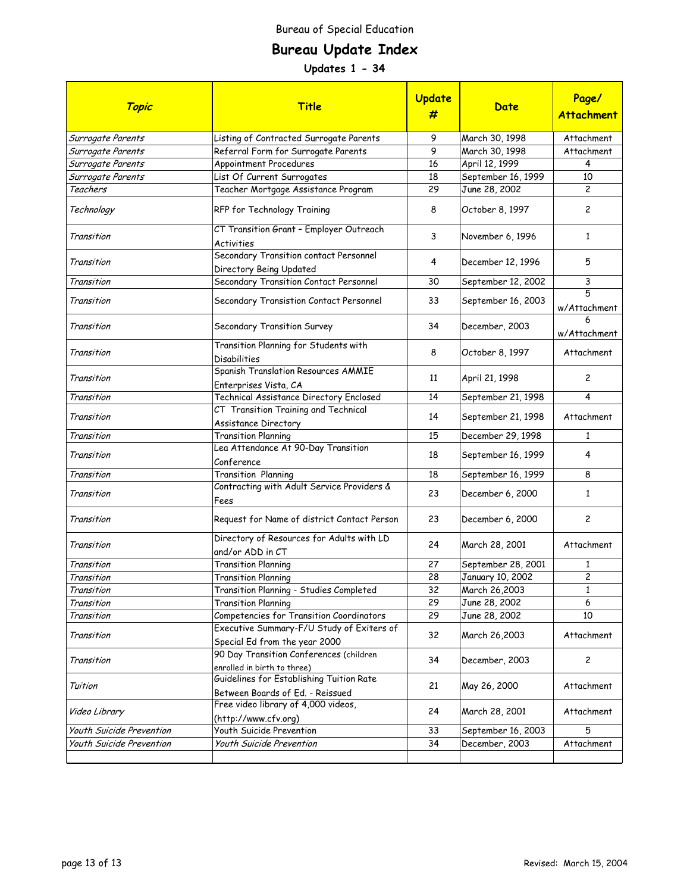Bureau of Special Education

# Bureau Update Index

### Updates 1 - 34

| *Topic* | Title | Update # | Date | Page/ Attachment |
|---|---|---|---|---|
| *Surrogate Parents* | Listing of Contracted Surrogate Parents | 9 | March 30, 1998 | Attachment |
| *Surrogate Parents* | Referral Form for Surrogate Parents | 9 | March 30, 1998 | Attachment |
| *Surrogate Parents* | Appointment Procedures | 16 | April 12, 1999 | 4 |
| *Surrogate Parents* | List Of Current Surrogates | 18 | September 16, 1999 | 10 |
| *Teachers* | Teacher Mortgage Assistance Program | 29 | June 28, 2002 | 2 |
| *Technology* | RFP for Technology Training | 8 | October 8, 1997 | 2 |
| *Transition* | CT Transition Grant – Employer Outreach Activities | 3 | November 6, 1996 | 1 |
| *Transition* | Secondary Transition contact Personnel Directory Being Updated | 4 | December 12, 1996 | 5 |
| *Transition* | Secondary Transition Contact Personnel | 30 | September 12, 2002 | 3 |
| *Transition* | Secondary Transistion Contact Personnel | 33 | September 16, 2003 | 5 w/Attachment |
| *Transition* | Secondary Transition Survey | 34 | December, 2003 | 6 w/Attachment |
| *Transition* | Transition Planning for Students with Disabilities | 8 | October 8, 1997 | Attachment |
| *Transition* | Spanish Translation Resources AMMIE Enterprises Vista, CA | 11 | April 21, 1998 | 2 |
| *Transition* | Technical Assistance Directory Enclosed | 14 | September 21, 1998 | 4 |
| *Transition* | CT Transition Training and Technical Assistance Directory | 14 | September 21, 1998 | Attachment |
| *Transition* | Transition Planning | 15 | December 29, 1998 | 1 |
| *Transition* | Lea Attendance At 90-Day Transition Conference | 18 | September 16, 1999 | 4 |
| *Transition* | Transition Planning | 18 | September 16, 1999 | 8 |
| *Transition* | Contracting with Adult Service Providers & Fees | 23 | December 6, 2000 | 1 |
| *Transition* | Request for Name of district Contact Person | 23 | December 6, 2000 | 2 |
| *Transition* | Directory of Resources for Adults with LD and/or ADD in CT | 24 | March 28, 2001 | Attachment |
| *Transition* | Transition Planning | 27 | September 28, 2001 | 1 |
| *Transition* | Transition Planning | 28 | January 10, 2002 | 2 |
| *Transition* | Transition Planning - Studies Completed | 32 | March 26,2003 | 1 |
| *Transition* | Transition Planning | 29 | June 28, 2002 | 6 |
| *Transition* | Competencies for Transition Coordinators | 29 | June 28, 2002 | 10 |
| *Transition* | Executive Summary-F/U Study of Exiters of Special Ed from the year 2000 | 32 | March 26,2003 | Attachment |
| *Transition* | 90 Day Transition Conferences (children enrolled in birth to three) | 34 | December, 2003 | 2 |
| *Tuition* | Guidelines for Establishing Tuition Rate Between Boards of Ed. - Reissued | 21 | May 26, 2000 | Attachment |
| *Video Library* | Free video library of 4,000 videos, (http://www.cfv.org) | 24 | March 28, 2001 | Attachment |
| *Youth Suicide Prevention* | Youth Suicide Prevention | 33 | September 16, 2003 | 5 |
| *Youth Suicide Prevention* | *Youth Suicide Prevention* | 34 | December, 2003 | Attachment |

Revised: March 15, 2004